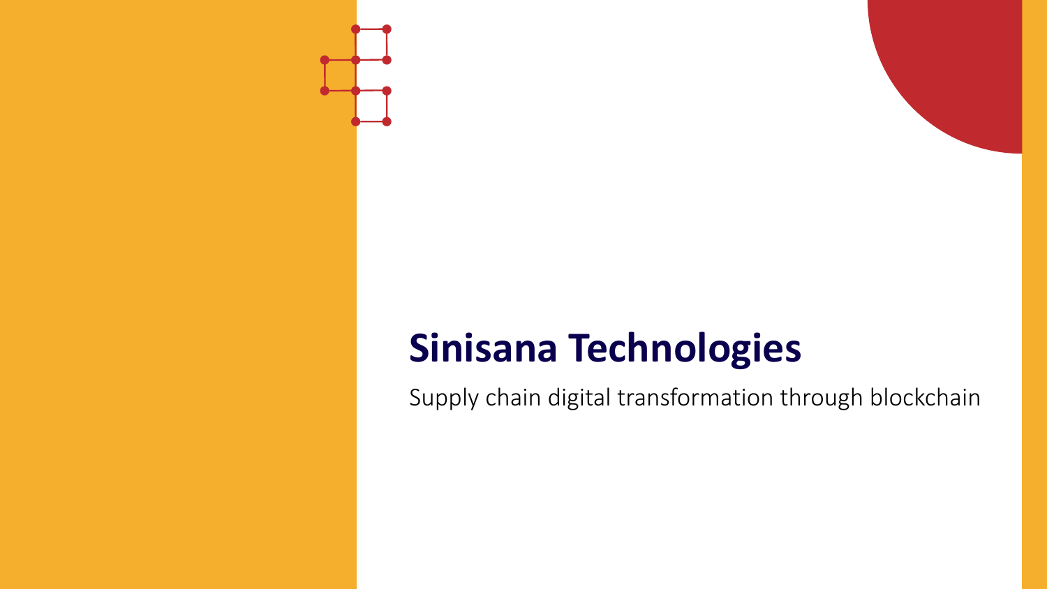# Sinisana Technologies

Supply chain digital transformation through blockchain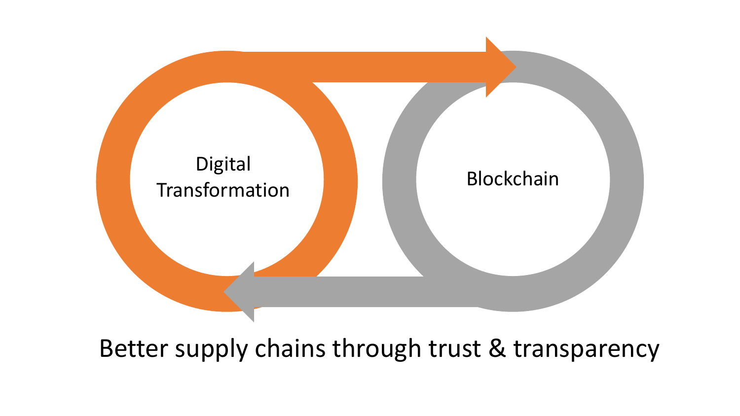Digital Transformation

Blockchain

Better supply chains through trust & transparency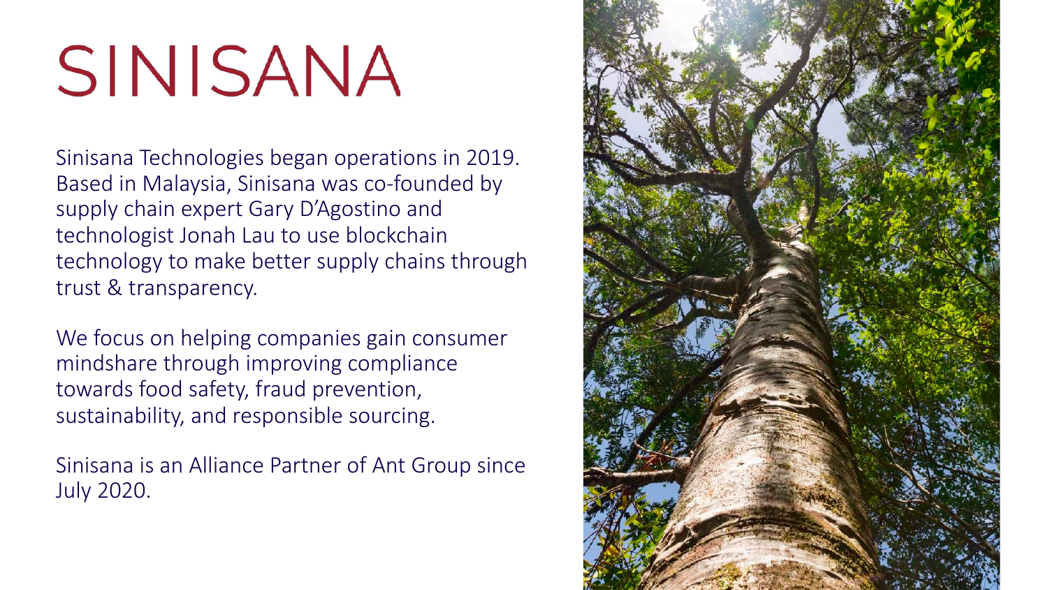# SINISANA

Sinisana Technologies began operations in 2019. Based in Malaysia, Sinisana was co-founded by supply chain expert Gary D'Agostino and technologist Jonah Lau to use blockchain technology to make better supply chains through trust & transparency.

We focus on helping companies gain consumer mindshare through improving compliance towards food safety, fraud prevention, sustainability, and responsible sourcing.

Sinisana is an Alliance Partner of Ant Group since July 2020.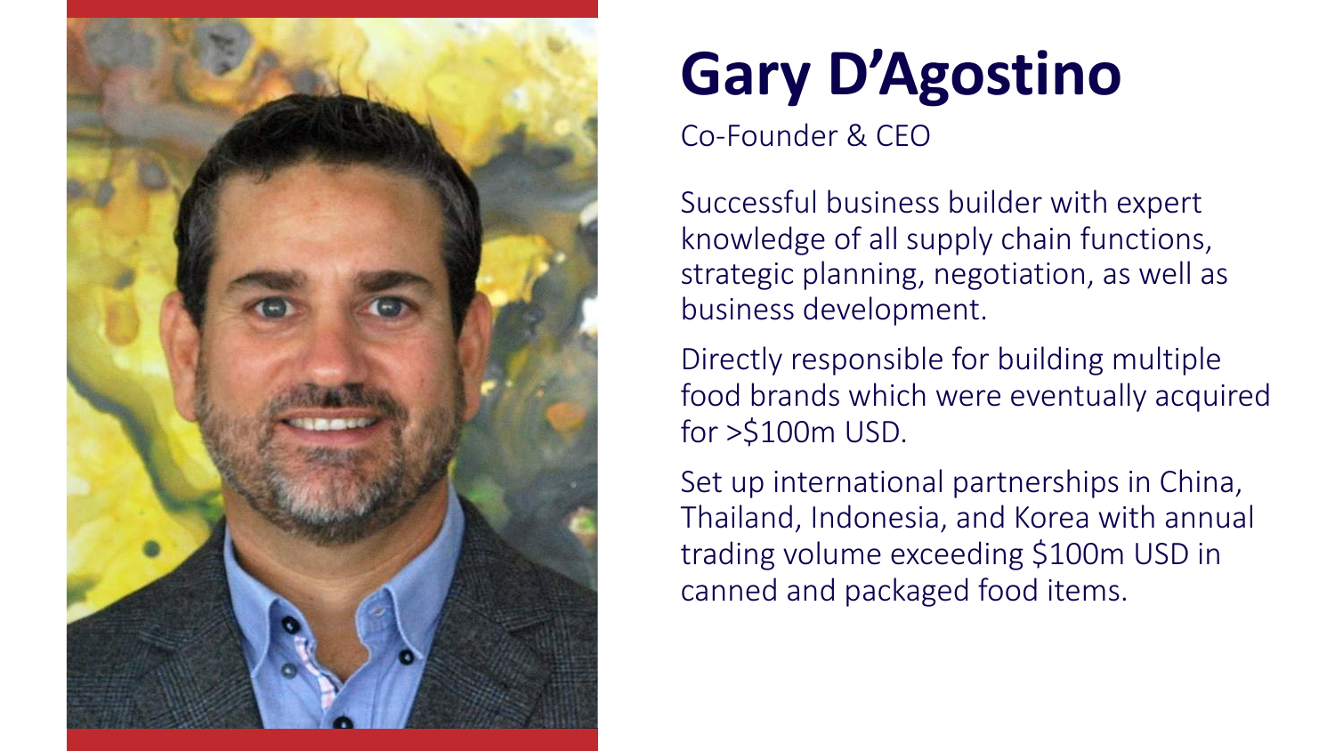# Gary D'Agostino

Co-Founder & CEO

Successful business builder with expert knowledge of all supply chain functions, strategic planning, negotiation, as well as business development.

Directly responsible for building multiple food brands which were eventually acquired for >$100m USD.

Set up international partnerships in China, Thailand, Indonesia, and Korea with annual trading volume exceeding $100m USD in canned and packaged food items.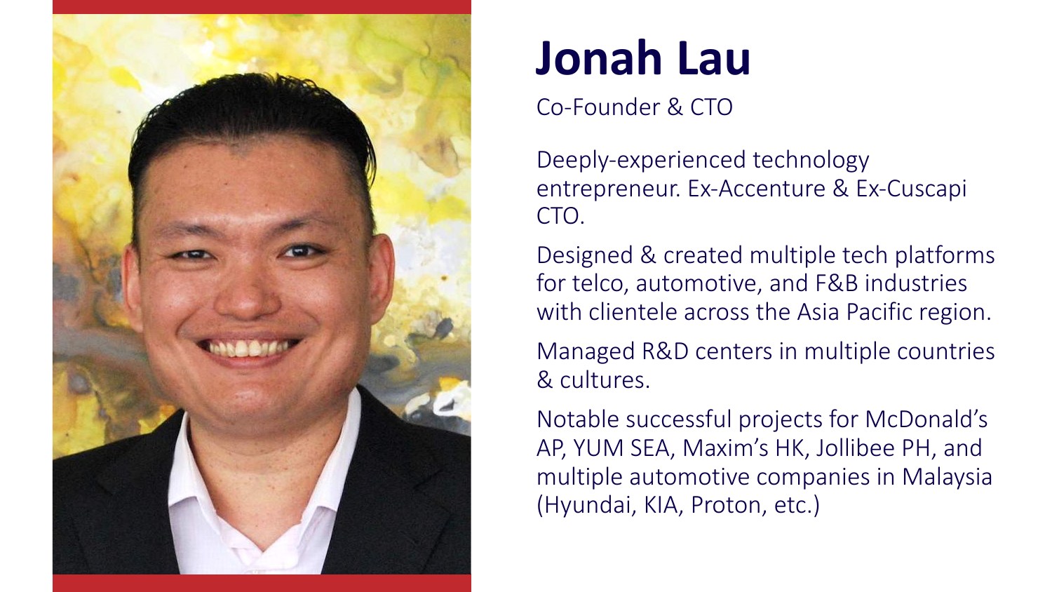# Jonah Lau

Co-Founder & CTO

Deeply-experienced technology entrepreneur. Ex-Accenture & Ex-Cuscapi CTO.

Designed & created multiple tech platforms for telco, automotive, and F&B industries with clientele across the Asia Pacific region.

Managed R&D centers in multiple countries & cultures.

Notable successful projects for McDonald's AP, YUM SEA, Maxim's HK, Jollibee PH, and multiple automotive companies in Malaysia (Hyundai, KIA, Proton, etc.)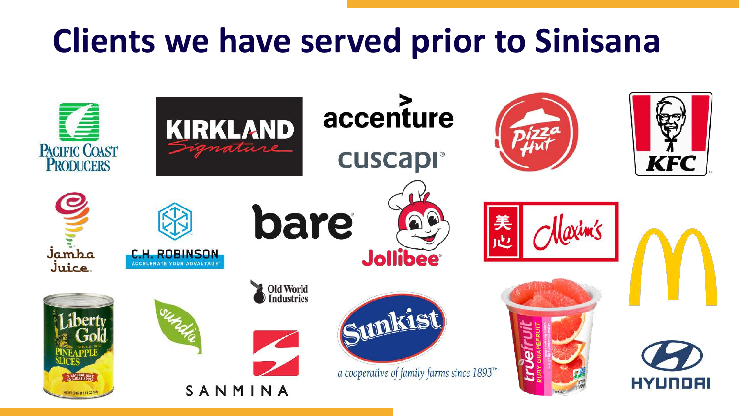# Clients we have served prior to Sinisana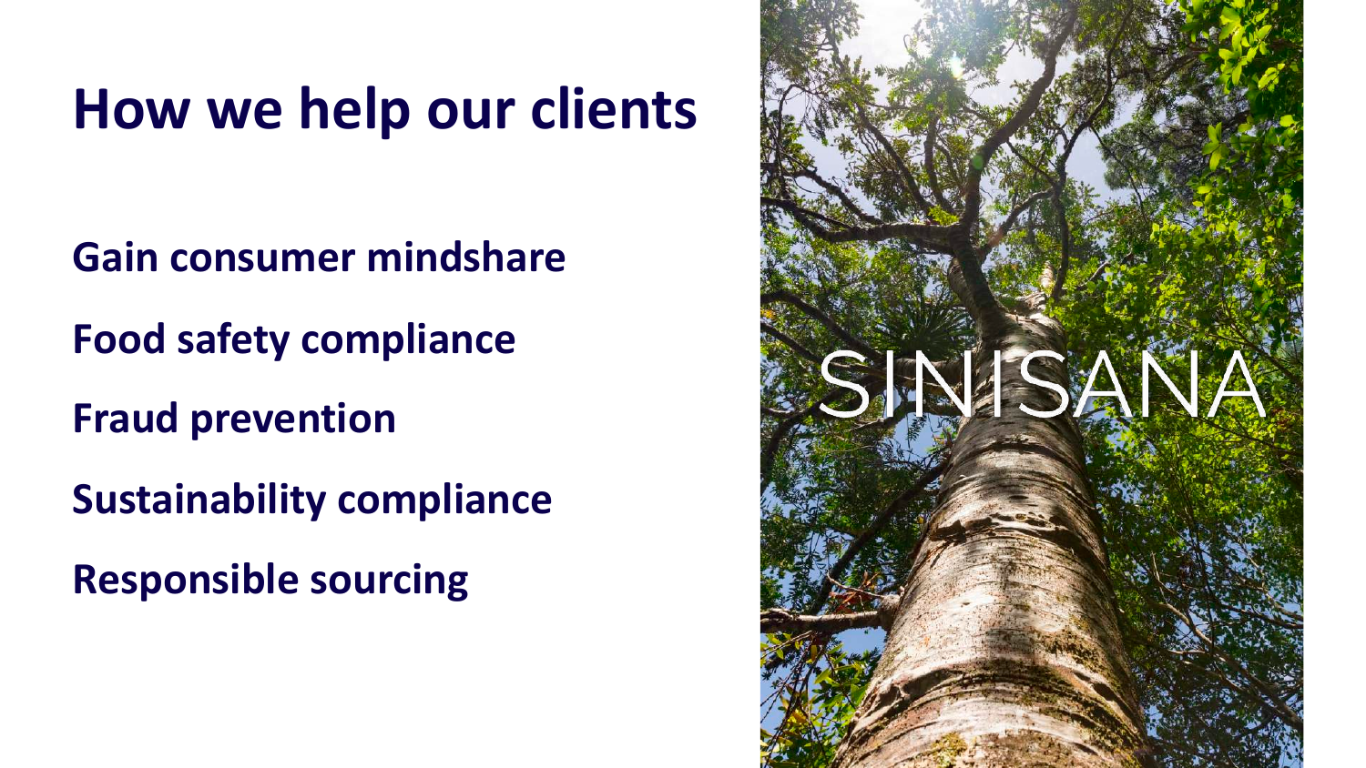# How we help our clients

**Gain consumer mindshare**

**Food safety compliance**

**Fraud prevention**

**Sustainability compliance**

**Responsible sourcing**

SINISANA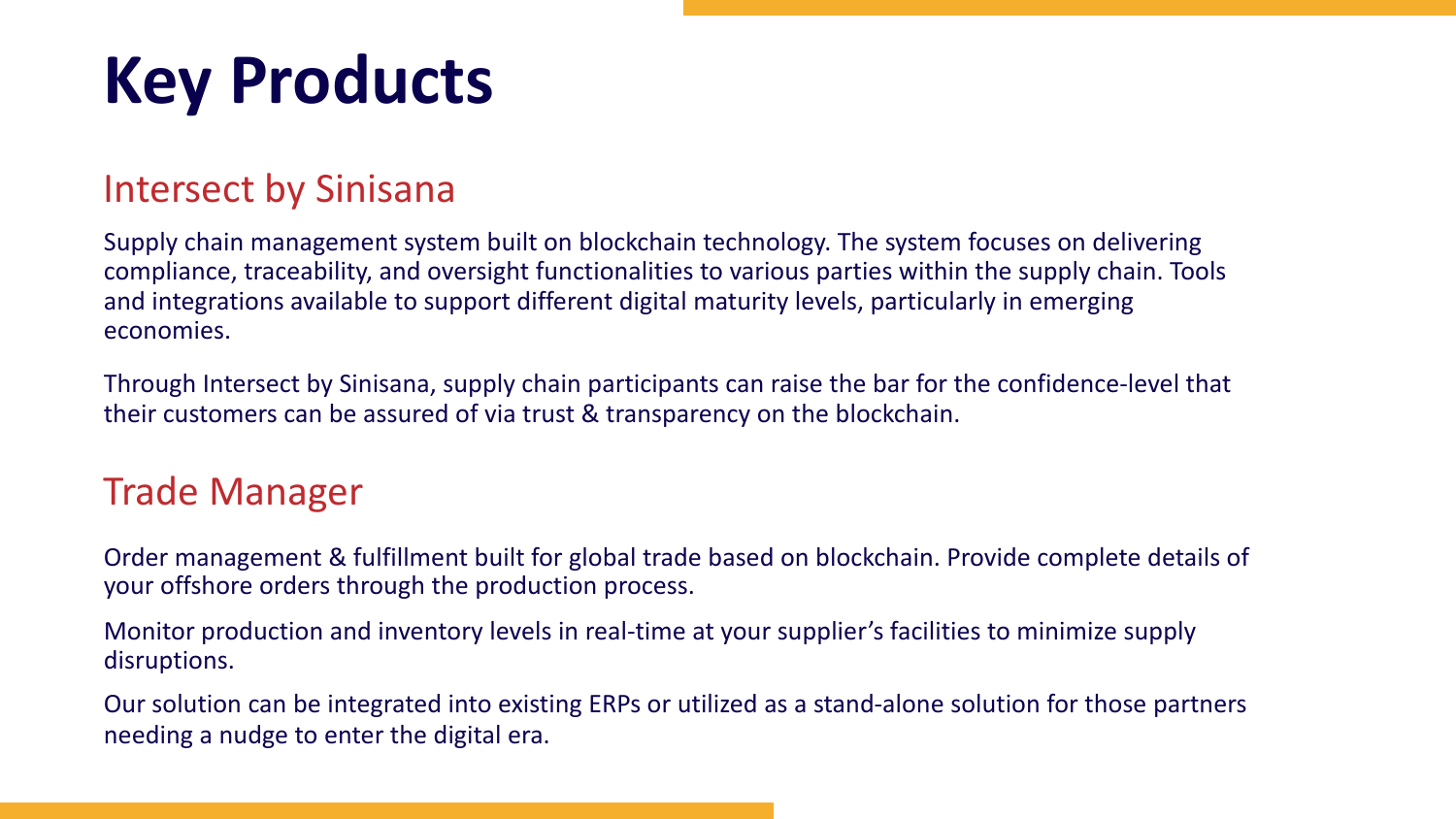# Key Products

## Intersect by Sinisana

Supply chain management system built on blockchain technology. The system focuses on delivering compliance, traceability, and oversight functionalities to various parties within the supply chain. Tools and integrations available to support different digital maturity levels, particularly in emerging economies.

Through Intersect by Sinisana, supply chain participants can raise the bar for the confidence-level that their customers can be assured of via trust & transparency on the blockchain.

## Trade Manager

Order management & fulfillment built for global trade based on blockchain. Provide complete details of your offshore orders through the production process.

Monitor production and inventory levels in real-time at your supplier's facilities to minimize supply disruptions.

Our solution can be integrated into existing ERPs or utilized as a stand-alone solution for those partners needing a nudge to enter the digital era.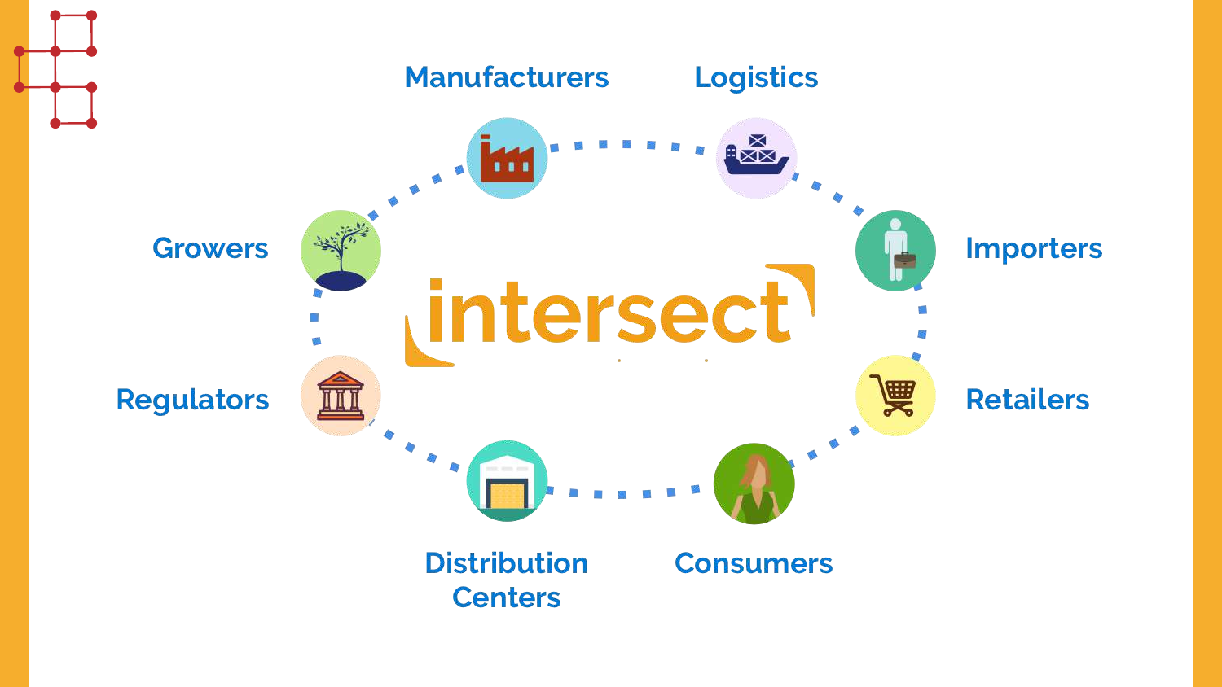intersect

Manufacturers

Logistics

Growers

Importers

Regulators

Retailers

Distribution Centers

Consumers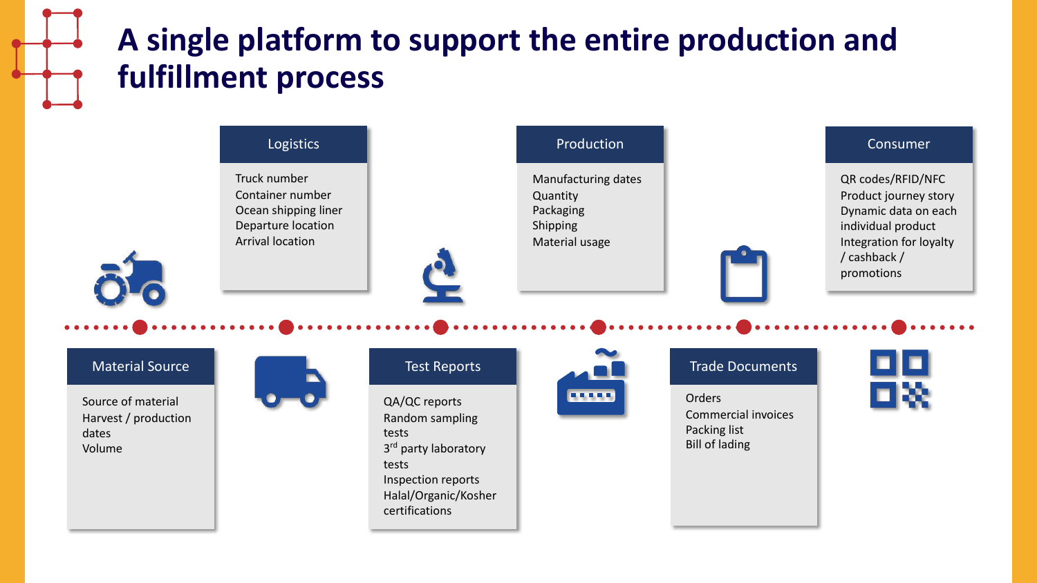# A single platform to support the entire production and fulfillment process

### Material Source

- Source of material
- Harvest / production dates
- Volume

### Logistics

- Truck number
- Container number
- Ocean shipping liner
- Departure location
- Arrival location

### Test Reports

- QA/QC reports
- Random sampling tests
- 3rd party laboratory tests
- Inspection reports
- Halal/Organic/Kosher certifications

### Production

- Manufacturing dates
- Quantity
- Packaging
- Shipping
- Material usage

### Trade Documents

- Orders
- Commercial invoices
- Packing list
- Bill of lading

### Consumer

- QR codes/RFID/NFC
- Product journey story
- Dynamic data on each individual product
- Integration for loyalty / cashback / promotions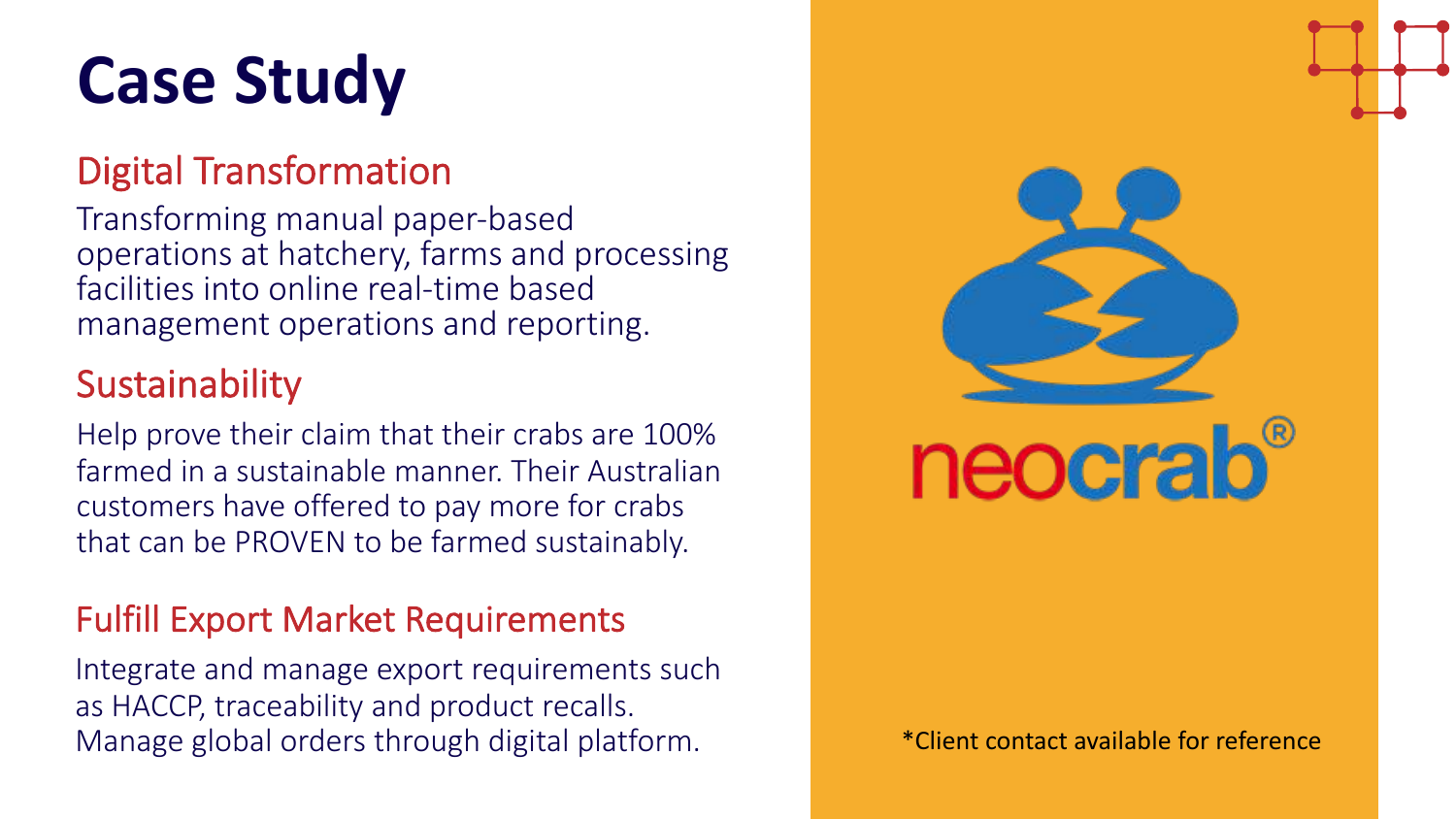# Case Study

## Digital Transformation

Transforming manual paper-based operations at hatchery, farms and processing facilities into online real-time based management operations and reporting.

## Sustainability

Help prove their claim that their crabs are 100% farmed in a sustainable manner. Their Australian customers have offered to pay more for crabs that can be PROVEN to be farmed sustainably.

## Fulfill Export Market Requirements

Integrate and manage export requirements such as HACCP, traceability and product recalls. Manage global orders through digital platform.

neocrab®

*Client contact available for reference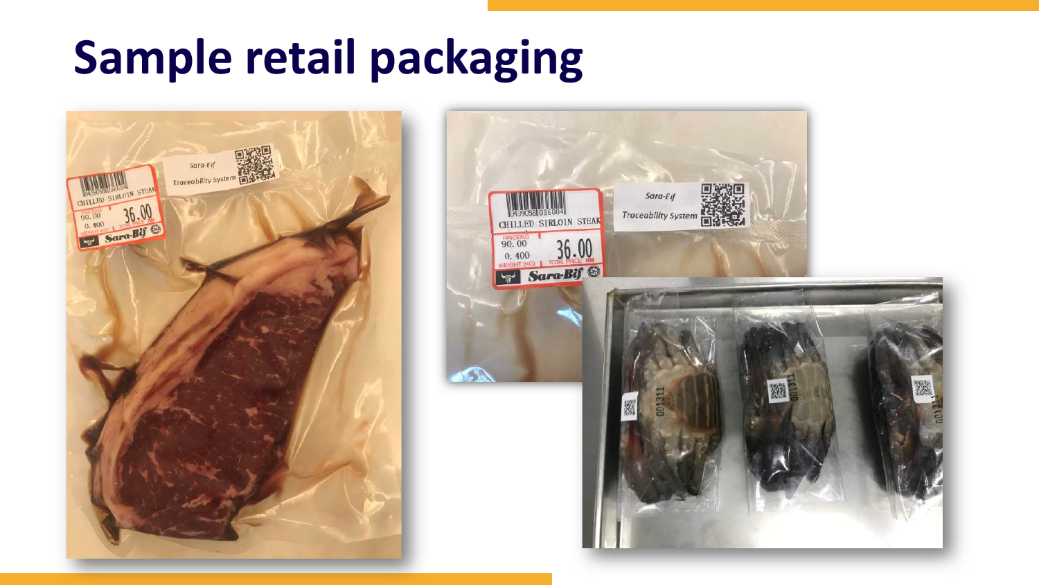# Sample retail packaging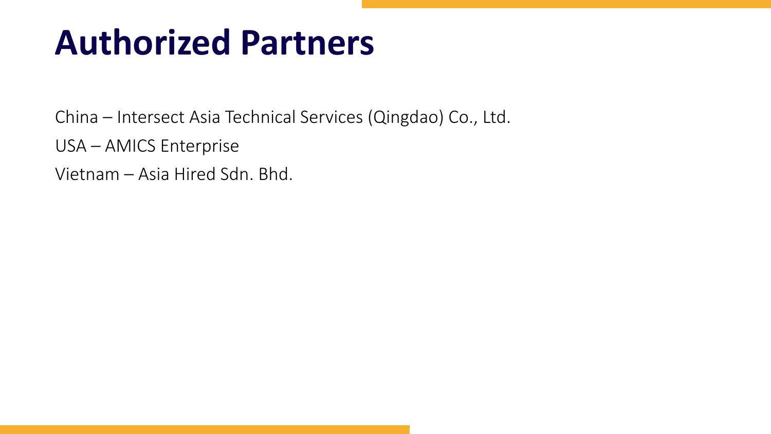# Authorized Partners

China – Intersect Asia Technical Services (Qingdao) Co., Ltd.

USA – AMICS Enterprise

Vietnam – Asia Hired Sdn. Bhd.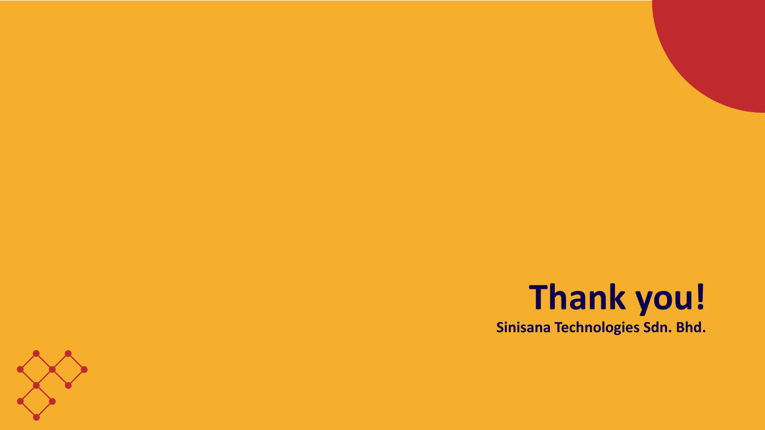# Thank you!

**Sinisana Technologies Sdn. Bhd.**